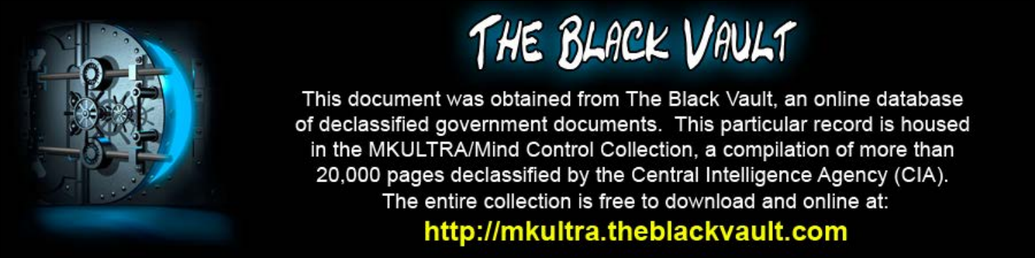# THE BLACK VAULT

This document was obtained from The Black Vault, an online database of declassified government documents. This particular record is housed in the MKULTRA/Mind Control Collection, a compilation of more than 20,000 pages declassified by the Central Intelligence Agency (CIA). The entire collection is free to download and online at:

**http://mkultra.theblackvault.com**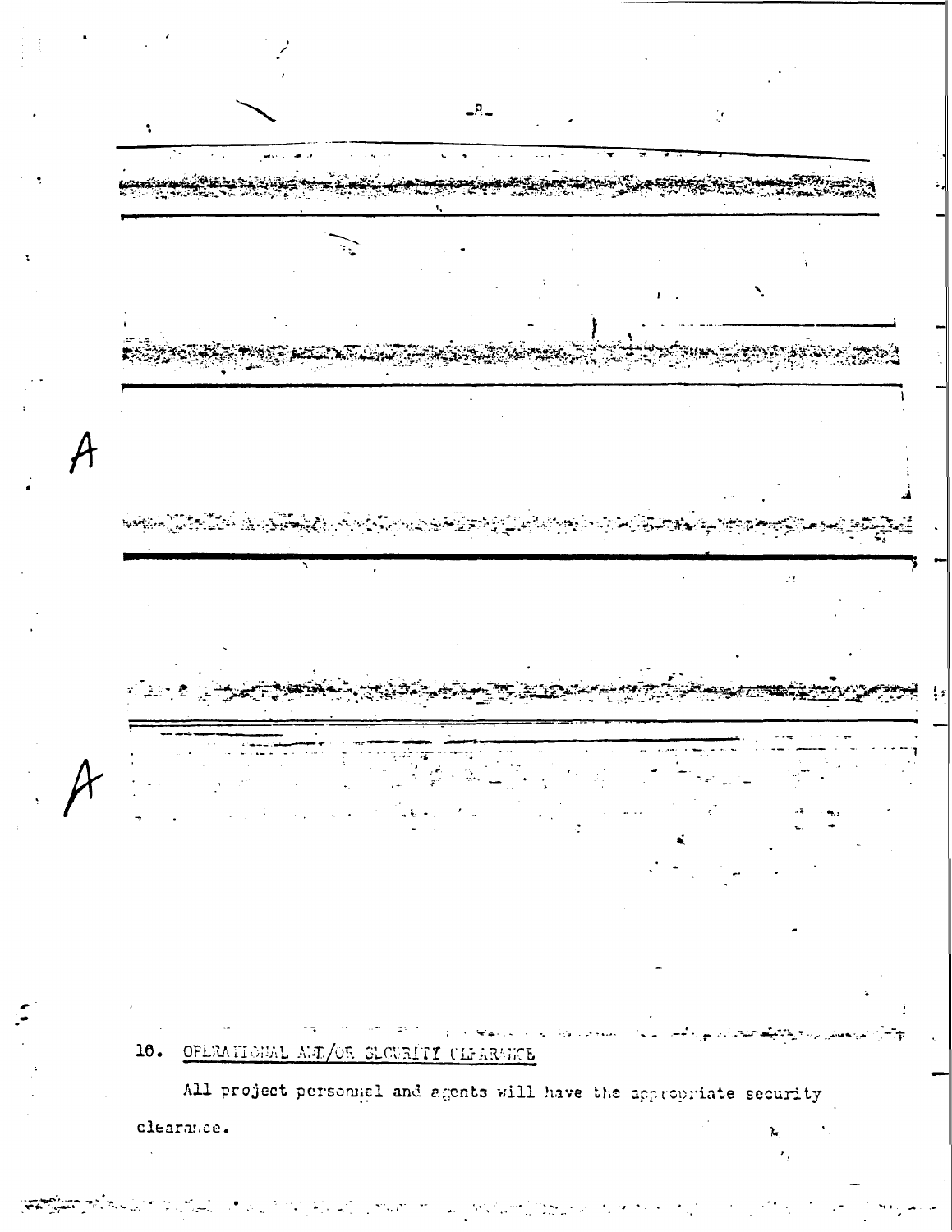10. OPERATIONAL AND/OR SECURITY CLEARANCE

All project personnel and agents will have the appropriate security clearance.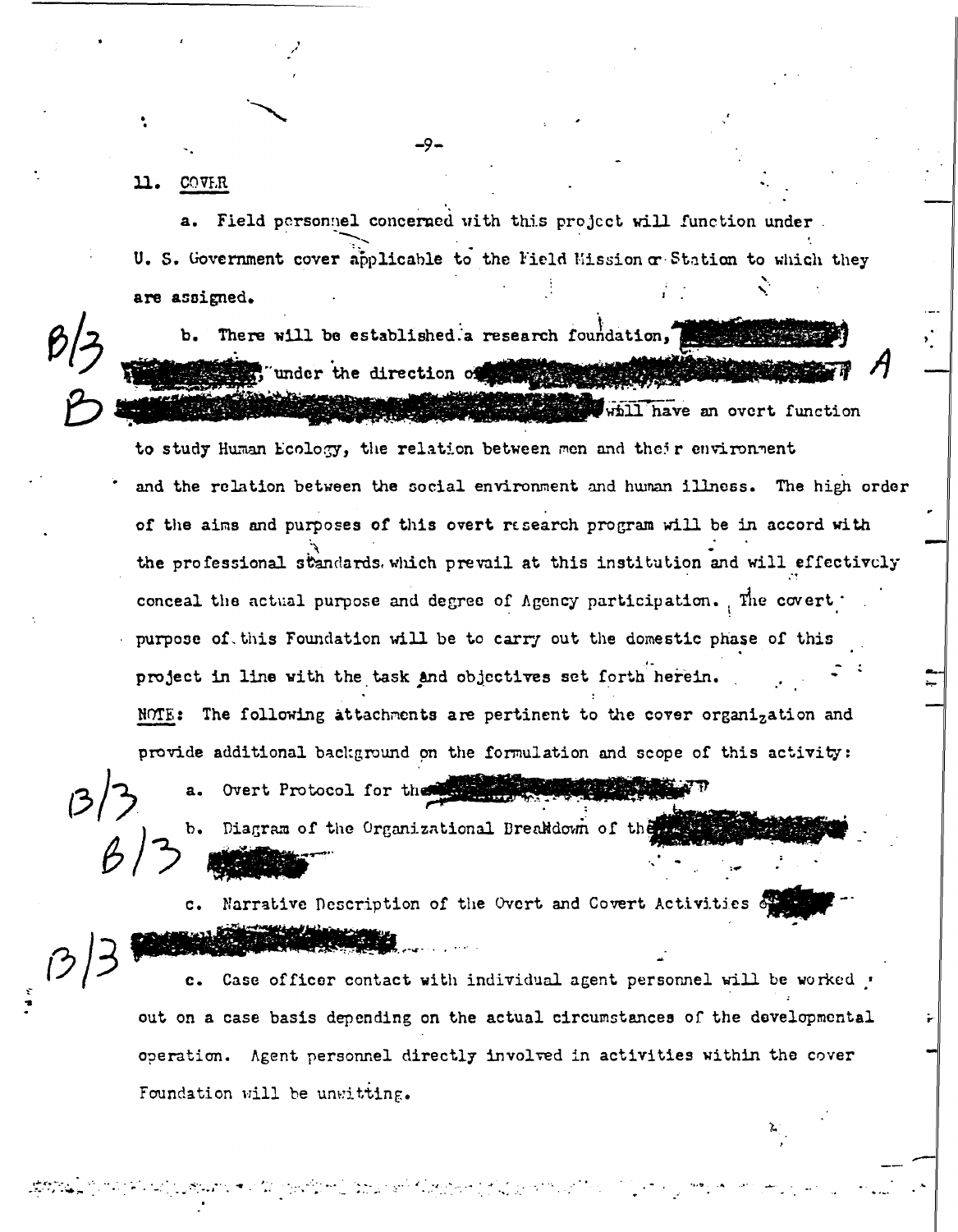11. COVER

a. Field personnel concerned with this project will function under U. S. Government cover applicable to the Field Mission or Station to which they are assigned.

b. There will be established a research foundation, [REDACTED] under the direction of [REDACTED] will have an overt function to study Human Ecology, the relation between men and their environment and the relation between the social environment and human illness. The high order of the aims and purposes of this overt research program will be in accord with the professional standards which prevail at this institution and will effectively conceal the actual purpose and degree of Agency participation. The covert purpose of this Foundation will be to carry out the domestic phase of this project in line with the task and objectives set forth herein.

NOTE: The following attachments are pertinent to the cover organization and provide additional background on the formulation and scope of this activity:

a. Overt Protocol for the [REDACTED]

b. Diagram of the Organizational Breakdown of the [REDACTED]

c. Narrative Description of the Overt and Covert Activities of [REDACTED]

c. Case officer contact with individual agent personnel will be worked out on a case basis depending on the actual circumstances of the developmental operation. Agent personnel directly involved in activities within the cover Foundation will be unwitting.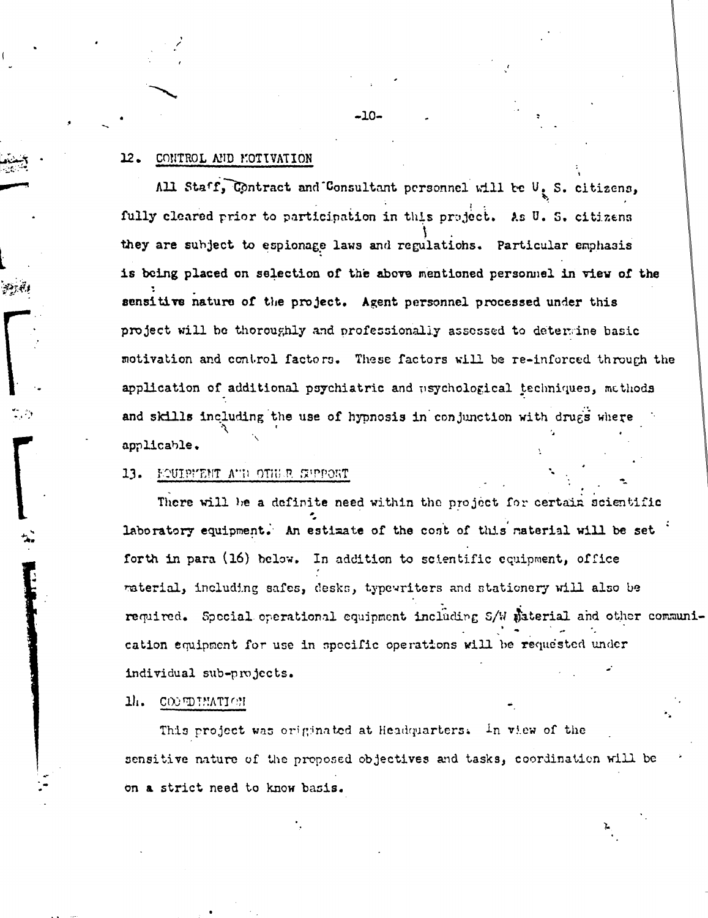12. CONTROL AND MOTIVATION

All Staff, Contract and Consultant personnel will be U. S. citizens, fully cleared prior to participation in this project. As U. S. citizens they are subject to espionage laws and regulations. Particular emphasis is being placed on selection of the above mentioned personnel in view of the sensitive nature of the project. Agent personnel processed under this project will be thoroughly and professionally assessed to determine basic motivation and control factors. These factors will be re-inforced through the application of additional psychiatric and psychological techniques, methods and skills including the use of hypnosis in conjunction with drugs where applicable.

13. EQUIPMENT AND OTHER SUPPORT

There will be a definite need within the project for certain scientific laboratory equipment. An estimate of the cost of this material will be set forth in para (16) below. In addition to scientific equipment, office material, including safes, desks, typewriters and stationery will also be required. Special operational equipment including S/W material and other communication equipment for use in specific operations will be requested under individual sub-projects.

14. COORDINATION

This project was originated at Headquarters. In view of the sensitive nature of the proposed objectives and tasks, coordination will be on a strict need to know basis.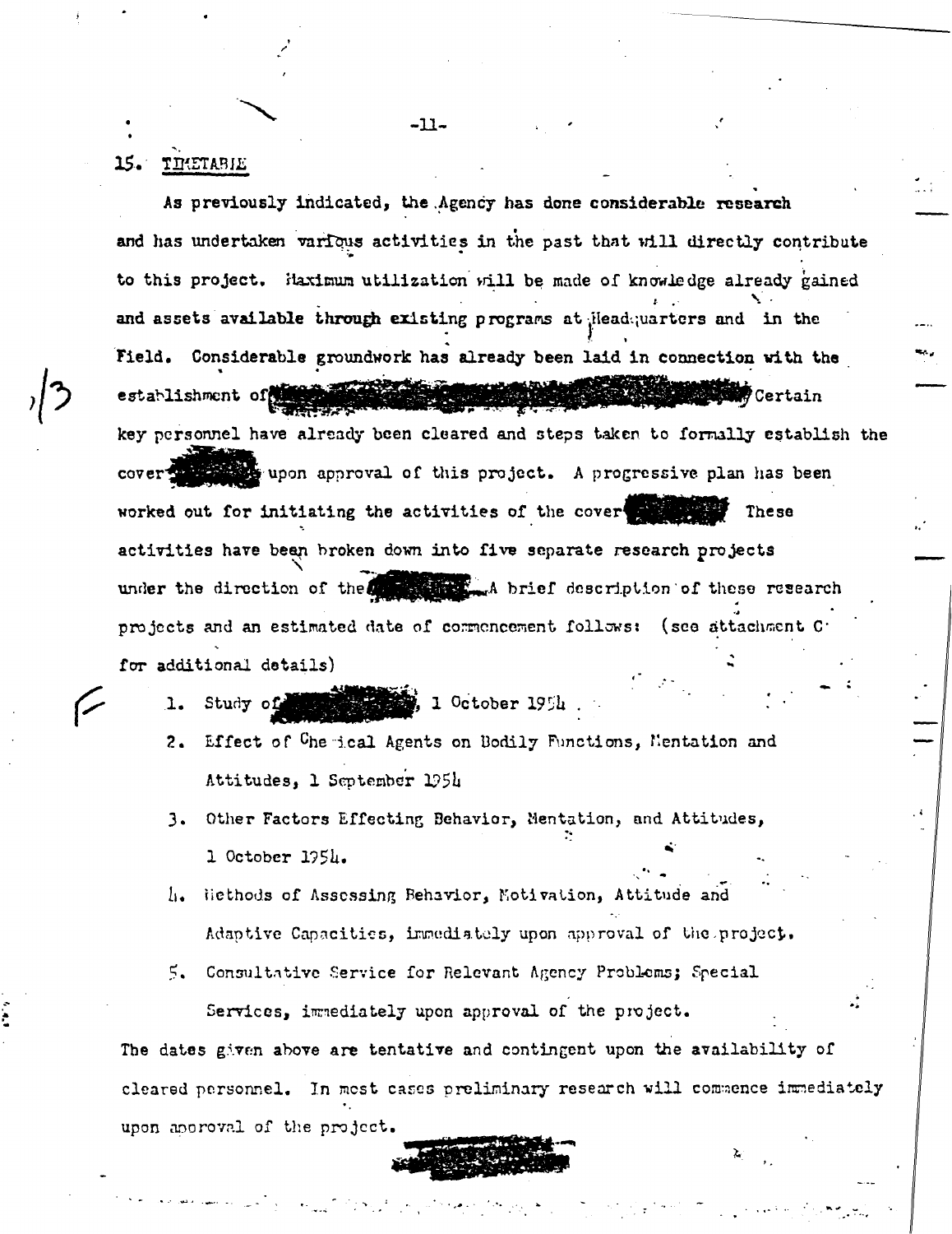## 15. TIMETABLE

As previously indicated, the Agency has done considerable research and has undertaken various activities in the past that will directly contribute to this project. Maximum utilization will be made of knowledge already gained and assets available through existing programs at Headquarters and in the Field. Considerable groundwork has already been laid in connection with the establishment of [REDACTED] Certain key personnel have already been cleared and steps taken to formally establish the cover [REDACTED] upon approval of this project. A progressive plan has been worked out for initiating the activities of the cover [REDACTED] These activities have been broken down into five separate research projects under the direction of the [REDACTED] A brief description of these research projects and an estimated date of commencement follows: (see attachment C for additional details)

1. Study of [REDACTED], 1 October 1954
2. Effect of Chemical Agents on Bodily Functions, Mentation and Attitudes, 1 September 1954
3. Other Factors Effecting Behavior, Mentation, and Attitudes, 1 October 1954.
4. Methods of Assessing Behavior, Motivation, Attitude and Adaptive Capacities, immediately upon approval of the project.
5. Consultative Service for Relevant Agency Problems; Special Services, immediately upon approval of the project.

The dates given above are tentative and contingent upon the availability of cleared personnel. In most cases preliminary research will commence immediately upon approval of the project.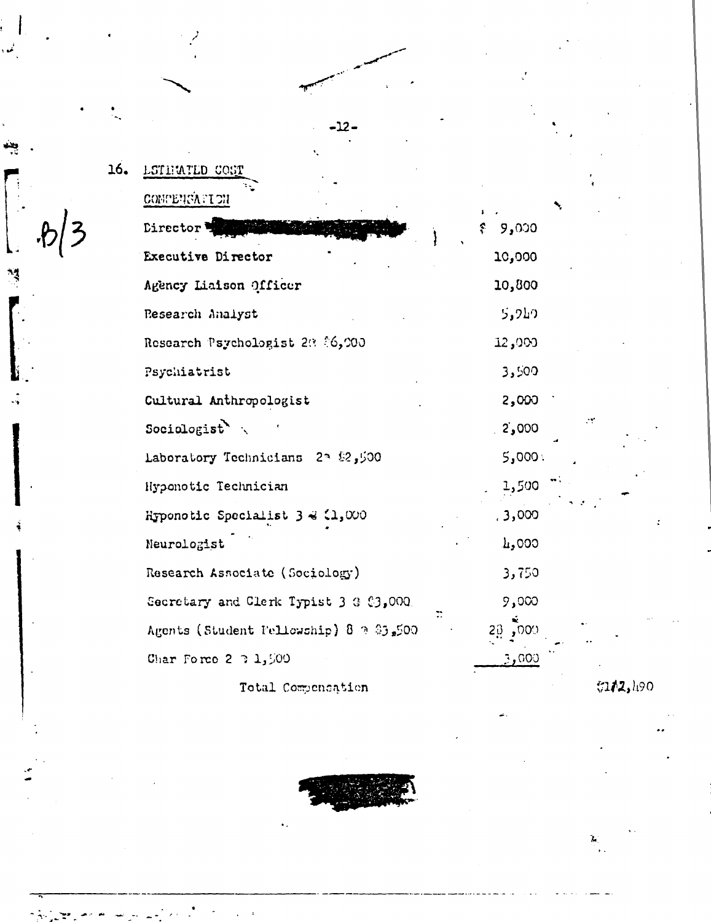16. ESTIMATED COST

COMPENSATION

| | |
|---|---|
| Director | $ 9,000 |
| Executive Director | 10,000 |
| Agency Liaison Officer | 10,800 |
| Research Analyst | 5,940 |
| Research Psychologist 2@ $6,000 | 12,000 |
| Psychiatrist | 3,500 |
| Cultural Anthropologist | 2,000 |
| Sociologist | 2,000 |
| Laboratory Technicians 2@ $2,500 | 5,000 |
| Hyponotic Technician | 1,500 |
| Hyponotic Specialist 3 @ $1,000 | 3,000 |
| Neurologist | 4,000 |
| Research Associate (Sociology) | 3,750 |
| Secretary and Clerk Typist 3 @ $3,000 | 9,000 |
| Agents (Student Fellowship) 8 @ $3,500 | 28,000 |
| Char Force 2 @ 1,500 | 3,000 |
| Total Compensation | $112,490 |

B/3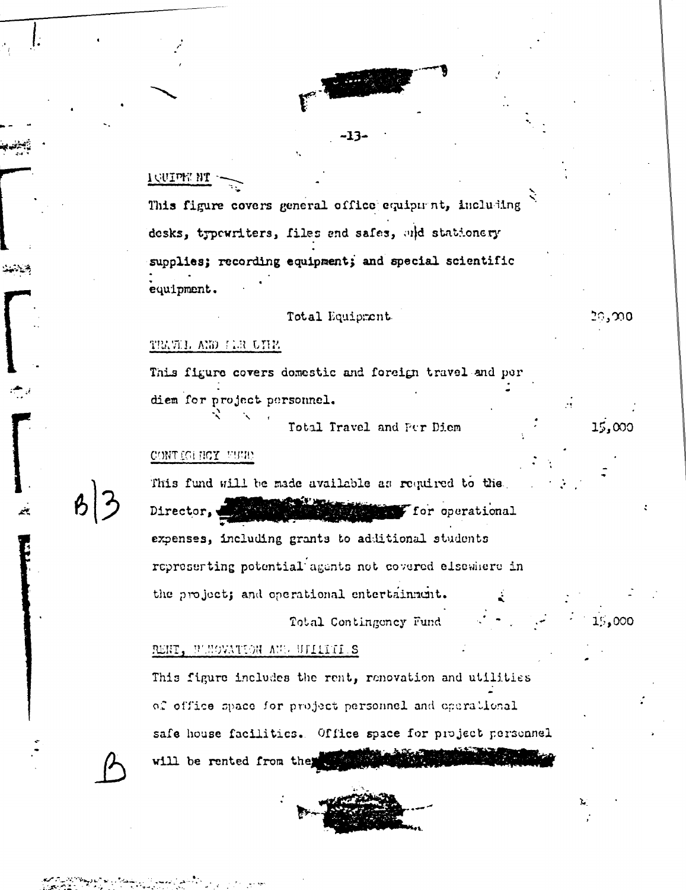EQUIPMENT

This figure covers general office equipment, including desks, typewriters, files and safes, and stationery supplies; recording equipment; and special scientific equipment.

Total Equipment 20,000

TRAVEL AND PER DIEM

This figure covers domestic and foreign travel and per diem for project personnel.

Total Travel and Per Diem 15,000

CONTINGENCY FUND

This fund will be made available as required to the Director, [redacted] for operational expenses, including grants to additional students representing potential agents not covered elsewhere in the project; and operational entertainment.

Total Contingency Fund 15,000

RENT, RENOVATION AND UTILITIES

This figure includes the rent, renovation and utilities of office space for project personnel and operational safe house facilities. Office space for project personnel will be rented from the [redacted]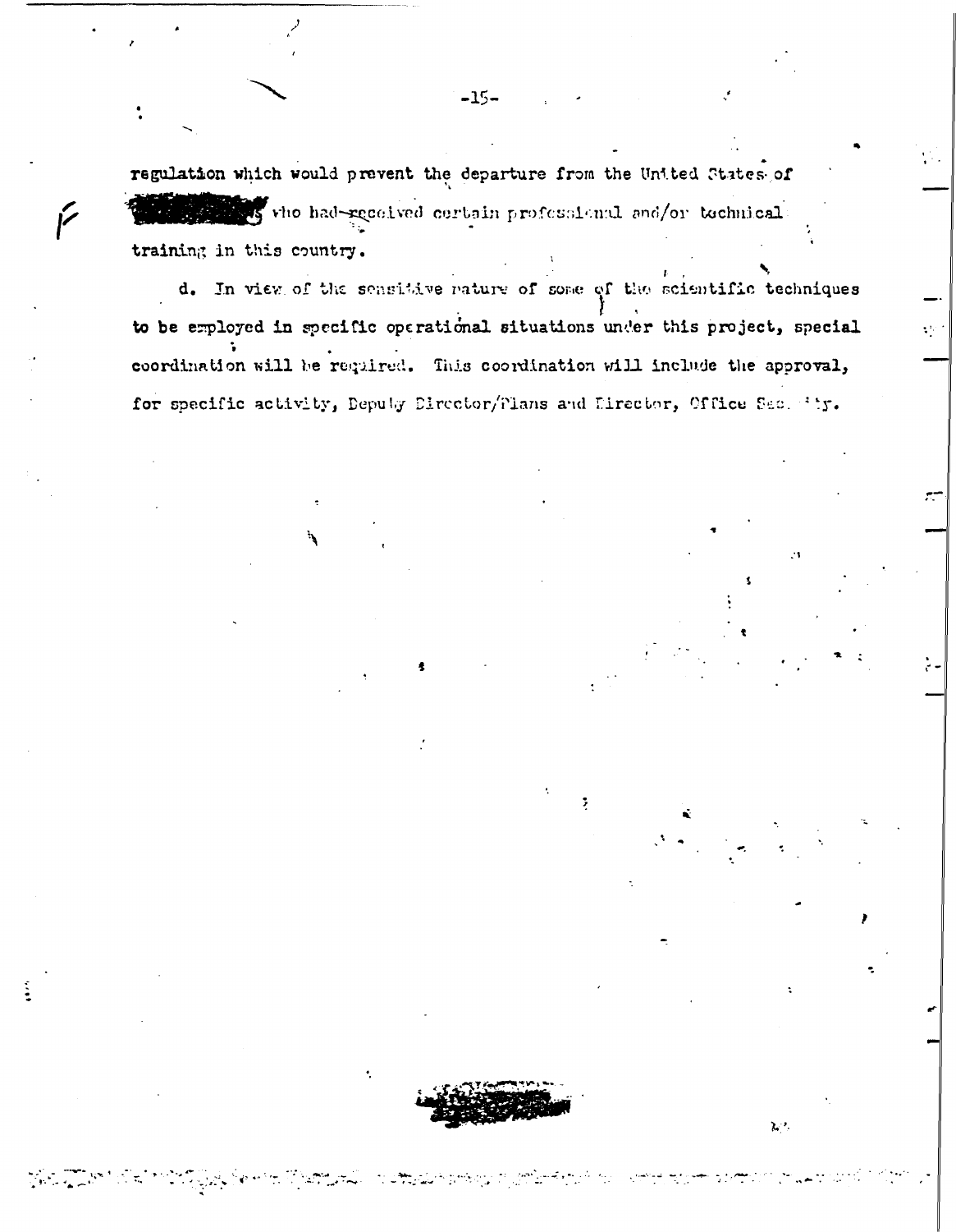regulation which would prevent the departure from the United States of [redacted] who had received certain professional and/or technical training in this country.

d. In view of the sensitive nature of some of the scientific techniques to be employed in specific operational situations under this project, special coordination will be required. This coordination will include the approval, for specific activity, Deputy Director/Plans and Director, Office Sec..ity.